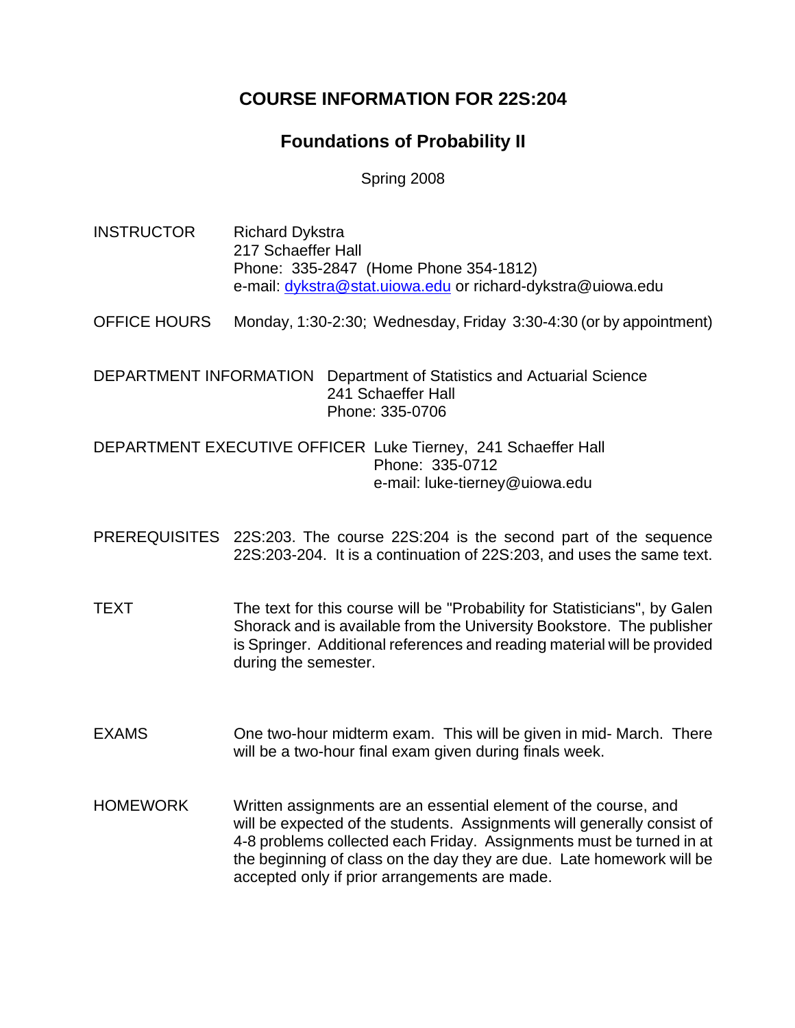# COURSE INFORMATION FOR 22S:204

## Foundations of Probability II

Spring 2008

**INSTRUCTOR**
Richard Dykstra
217 Schaeffer Hall
Phone: 335-2847 (Home Phone 354-1812)
e-mail: dykstra@stat.uiowa.edu or richard-dykstra@uiowa.edu

**OFFICE HOURS**
Monday, 1:30-2:30; Wednesday, Friday 3:30-4:30 (or by appointment)

**DEPARTMENT INFORMATION**
Department of Statistics and Actuarial Science
241 Schaeffer Hall
Phone: 335-0706

**DEPARTMENT EXECUTIVE OFFICER**
Luke Tierney, 241 Schaeffer Hall
Phone: 335-0712
e-mail: luke-tierney@uiowa.edu

**PREREQUISITES**
22S:203. The course 22S:204 is the second part of the sequence 22S:203-204. It is a continuation of 22S:203, and uses the same text.

**TEXT**
The text for this course will be "Probability for Statisticians", by Galen Shorack and is available from the University Bookstore. The publisher is Springer. Additional references and reading material will be provided during the semester.

**EXAMS**
One two-hour midterm exam. This will be given in mid- March. There will be a two-hour final exam given during finals week.

**HOMEWORK**
Written assignments are an essential element of the course, and will be expected of the students. Assignments will generally consist of 4-8 problems collected each Friday. Assignments must be turned in at the beginning of class on the day they are due. Late homework will be accepted only if prior arrangements are made.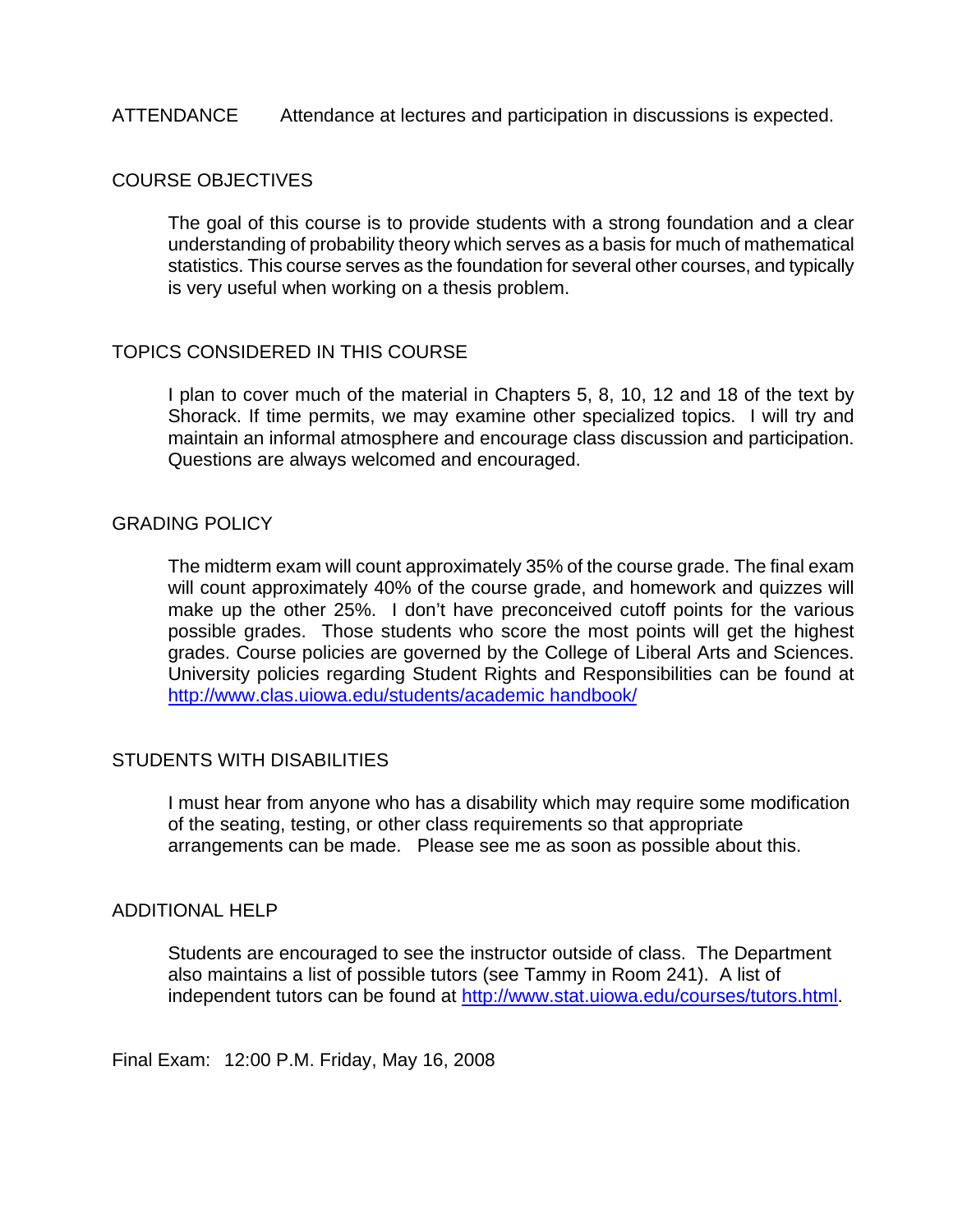ATTENDANCE Attendance at lectures and participation in discussions is expected.

## COURSE OBJECTIVES

The goal of this course is to provide students with a strong foundation and a clear understanding of probability theory which serves as a basis for much of mathematical statistics. This course serves as the foundation for several other courses, and typically is very useful when working on a thesis problem.

## TOPICS CONSIDERED IN THIS COURSE

I plan to cover much of the material in Chapters 5, 8, 10, 12 and 18 of the text by Shorack. If time permits, we may examine other specialized topics. I will try and maintain an informal atmosphere and encourage class discussion and participation. Questions are always welcomed and encouraged.

## GRADING POLICY

The midterm exam will count approximately 35% of the course grade. The final exam will count approximately 40% of the course grade, and homework and quizzes will make up the other 25%. I don't have preconceived cutoff points for the various possible grades. Those students who score the most points will get the highest grades. Course policies are governed by the College of Liberal Arts and Sciences. University policies regarding Student Rights and Responsibilities can be found at http://www.clas.uiowa.edu/students/academic handbook/

## STUDENTS WITH DISABILITIES

I must hear from anyone who has a disability which may require some modification of the seating, testing, or other class requirements so that appropriate arrangements can be made. Please see me as soon as possible about this.

## ADDITIONAL HELP

Students are encouraged to see the instructor outside of class. The Department also maintains a list of possible tutors (see Tammy in Room 241). A list of independent tutors can be found at http://www.stat.uiowa.edu/courses/tutors.html.

Final Exam: 12:00 P.M. Friday, May 16, 2008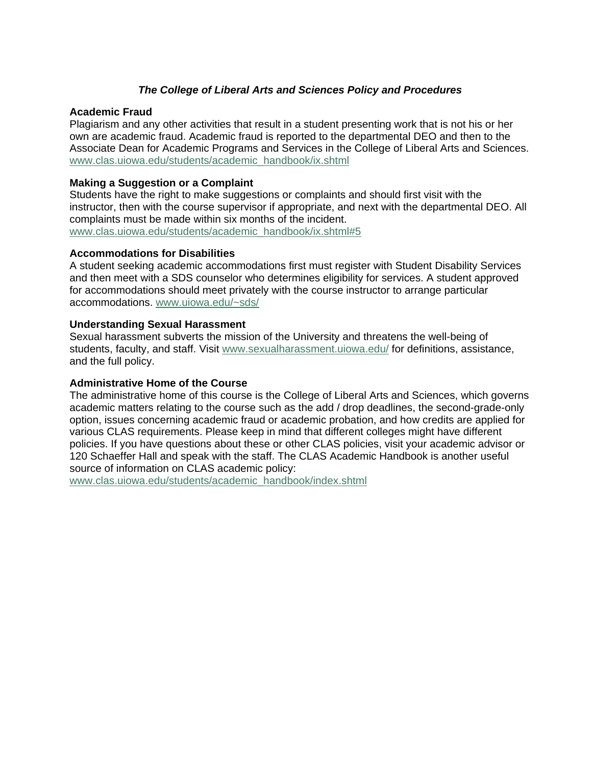## *The College of Liberal Arts and Sciences Policy and Procedures*

**Academic Fraud**
Plagiarism and any other activities that result in a student presenting work that is not his or her own are academic fraud. Academic fraud is reported to the departmental DEO and then to the Associate Dean for Academic Programs and Services in the College of Liberal Arts and Sciences. www.clas.uiowa.edu/students/academic_handbook/ix.shtml

**Making a Suggestion or a Complaint**
Students have the right to make suggestions or complaints and should first visit with the instructor, then with the course supervisor if appropriate, and next with the departmental DEO. All complaints must be made within six months of the incident. www.clas.uiowa.edu/students/academic_handbook/ix.shtml#5

**Accommodations for Disabilities**
A student seeking academic accommodations first must register with Student Disability Services and then meet with a SDS counselor who determines eligibility for services. A student approved for accommodations should meet privately with the course instructor to arrange particular accommodations. www.uiowa.edu/~sds/

**Understanding Sexual Harassment**
Sexual harassment subverts the mission of the University and threatens the well-being of students, faculty, and staff. Visit www.sexualharassment.uiowa.edu/ for definitions, assistance, and the full policy.

**Administrative Home of the Course**
The administrative home of this course is the College of Liberal Arts and Sciences, which governs academic matters relating to the course such as the add / drop deadlines, the second-grade-only option, issues concerning academic fraud or academic probation, and how credits are applied for various CLAS requirements. Please keep in mind that different colleges might have different policies. If you have questions about these or other CLAS policies, visit your academic advisor or 120 Schaeffer Hall and speak with the staff. The CLAS Academic Handbook is another useful source of information on CLAS academic policy: www.clas.uiowa.edu/students/academic_handbook/index.shtml